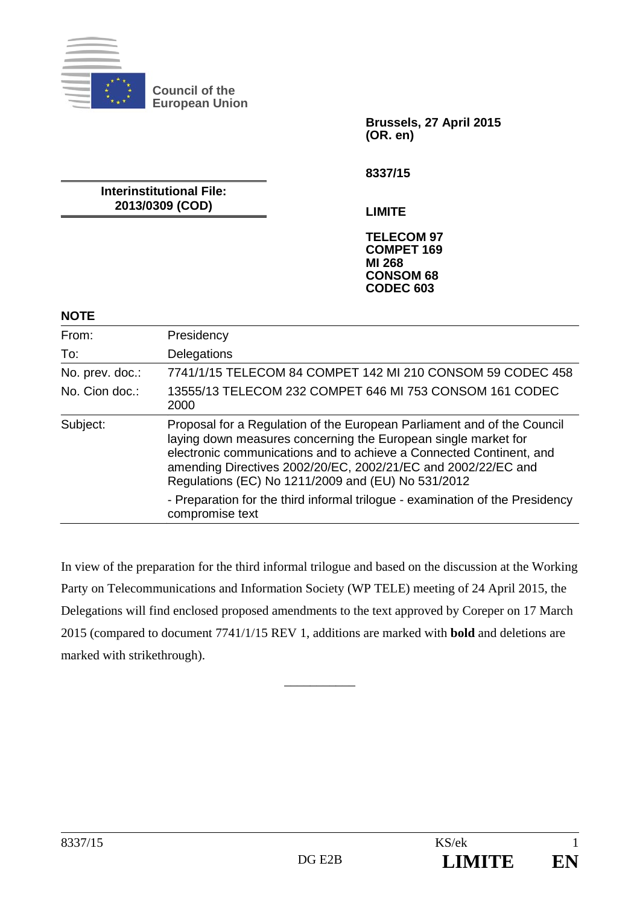**Council of the European Union**

**Brussels, 27 April 2015**
**(OR. en)**

**8337/15**

**Interinstitutional File:**
**2013/0309 (COD)**

**LIMITE**

**TELECOM 97**
**COMPET 169**
**MI 268**
**CONSOM 68**
**CODEC 603**

**NOTE**

| | |
|---|---|
| From: | Presidency |
| To: | Delegations |
| No. prev. doc.: | 7741/1/15 TELECOM 84 COMPET 142 MI 210 CONSOM 59 CODEC 458 |
| No. Cion doc.: | 13555/13 TELECOM 232 COMPET 646 MI 753 CONSOM 161 CODEC 2000 |
| Subject: | Proposal for a Regulation of the European Parliament and of the Council laying down measures concerning the European single market for electronic communications and to achieve a Connected Continent, and amending Directives 2002/20/EC, 2002/21/EC and 2002/22/EC and Regulations (EC) No 1211/2009 and (EU) No 531/2012<br><br>- Preparation for the third informal trilogue - examination of the Presidency compromise text |

In view of the preparation for the third informal trilogue and based on the discussion at the Working Party on Telecommunications and Information Society (WP TELE) meeting of 24 April 2015, the Delegations will find enclosed proposed amendments to the text approved by Coreper on 17 March 2015 (compared to document 7741/1/15 REV 1, additions are marked with **bold** and deletions are marked with strikethrough).

\_\_\_\_\_\_\_\_\_\_\_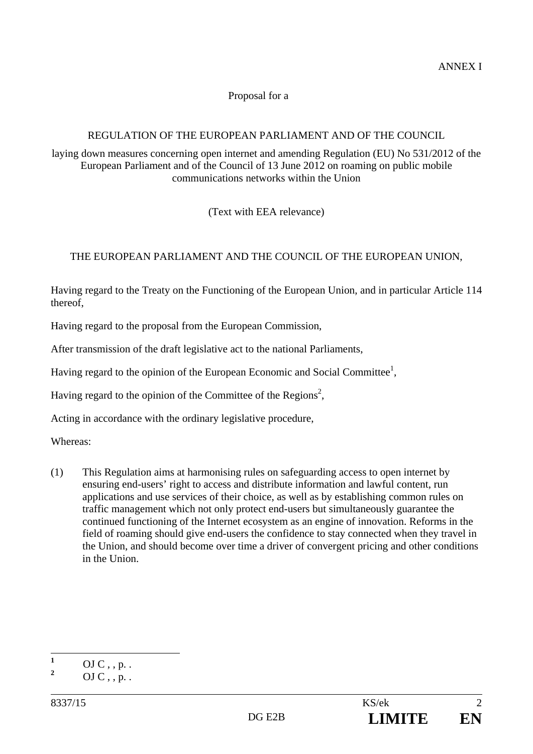ANNEX I

Proposal for a

REGULATION OF THE EUROPEAN PARLIAMENT AND OF THE COUNCIL

laying down measures concerning open internet and amending Regulation (EU) No 531/2012 of the European Parliament and of the Council of 13 June 2012 on roaming on public mobile communications networks within the Union

(Text with EEA relevance)

THE EUROPEAN PARLIAMENT AND THE COUNCIL OF THE EUROPEAN UNION,

Having regard to the Treaty on the Functioning of the European Union, and in particular Article 114 thereof,

Having regard to the proposal from the European Commission,

After transmission of the draft legislative act to the national Parliaments,

Having regard to the opinion of the European Economic and Social Committee[1],

Having regard to the opinion of the Committee of the Regions[2],

Acting in accordance with the ordinary legislative procedure,

Whereas:

(1) This Regulation aims at harmonising rules on safeguarding access to open internet by ensuring end-users' right to access and distribute information and lawful content, run applications and use services of their choice, as well as by establishing common rules on traffic management which not only protect end-users but simultaneously guarantee the continued functioning of the Internet ecosystem as an engine of innovation. Reforms in the field of roaming should give end-users the confidence to stay connected when they travel in the Union, and should become over time a driver of convergent pricing and other conditions in the Union.

---

[1] OJ C , , p. .

[2] OJ C , , p. .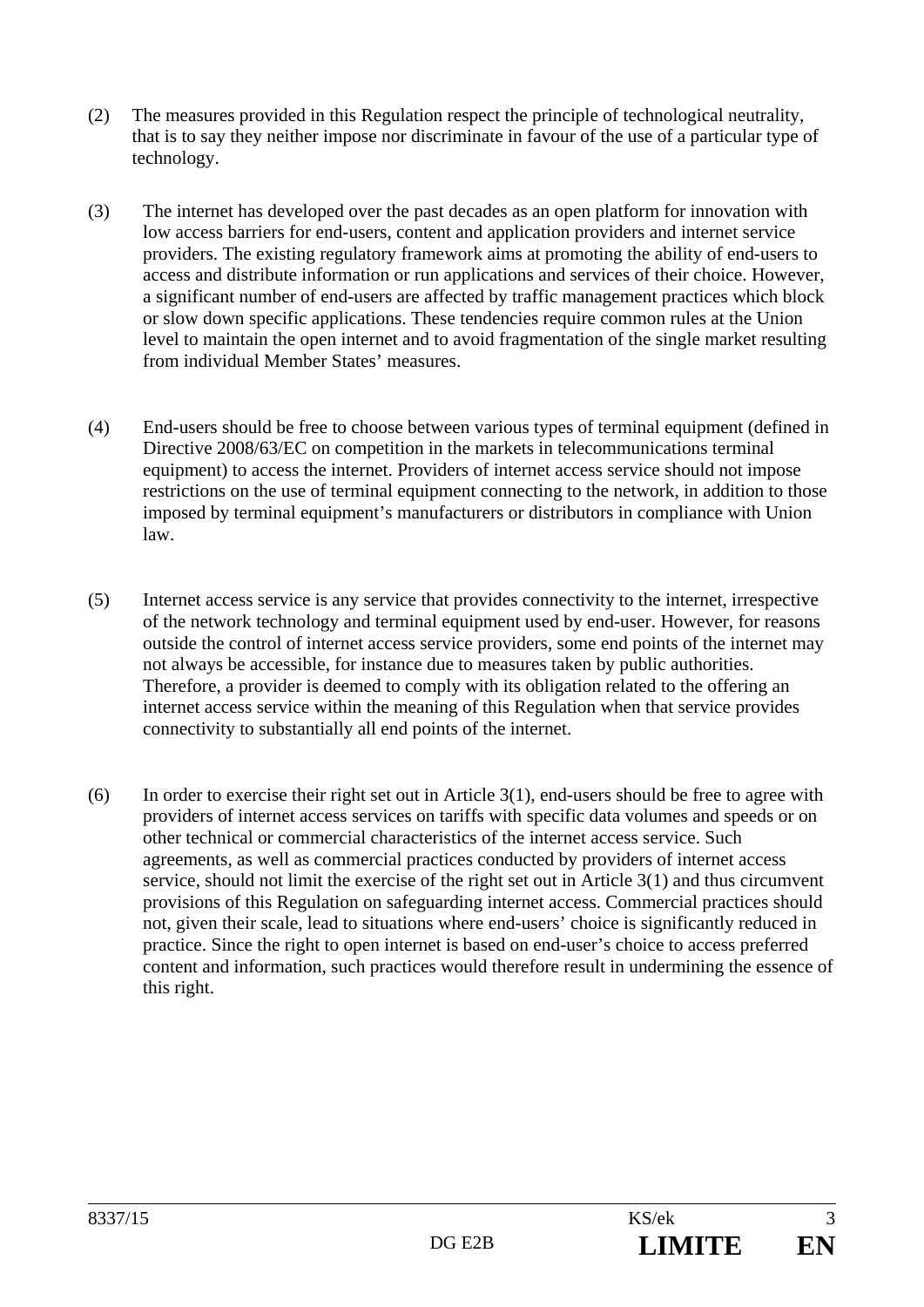(2) The measures provided in this Regulation respect the principle of technological neutrality, that is to say they neither impose nor discriminate in favour of the use of a particular type of technology.

(3) The internet has developed over the past decades as an open platform for innovation with low access barriers for end-users, content and application providers and internet service providers. The existing regulatory framework aims at promoting the ability of end-users to access and distribute information or run applications and services of their choice. However, a significant number of end-users are affected by traffic management practices which block or slow down specific applications. These tendencies require common rules at the Union level to maintain the open internet and to avoid fragmentation of the single market resulting from individual Member States' measures.

(4) End-users should be free to choose between various types of terminal equipment (defined in Directive 2008/63/EC on competition in the markets in telecommunications terminal equipment) to access the internet. Providers of internet access service should not impose restrictions on the use of terminal equipment connecting to the network, in addition to those imposed by terminal equipment's manufacturers or distributors in compliance with Union law.

(5) Internet access service is any service that provides connectivity to the internet, irrespective of the network technology and terminal equipment used by end-user. However, for reasons outside the control of internet access service providers, some end points of the internet may not always be accessible, for instance due to measures taken by public authorities. Therefore, a provider is deemed to comply with its obligation related to the offering an internet access service within the meaning of this Regulation when that service provides connectivity to substantially all end points of the internet.

(6) In order to exercise their right set out in Article 3(1), end-users should be free to agree with providers of internet access services on tariffs with specific data volumes and speeds or on other technical or commercial characteristics of the internet access service. Such agreements, as well as commercial practices conducted by providers of internet access service, should not limit the exercise of the right set out in Article 3(1) and thus circumvent provisions of this Regulation on safeguarding internet access. Commercial practices should not, given their scale, lead to situations where end-users' choice is significantly reduced in practice. Since the right to open internet is based on end-user's choice to access preferred content and information, such practices would therefore result in undermining the essence of this right.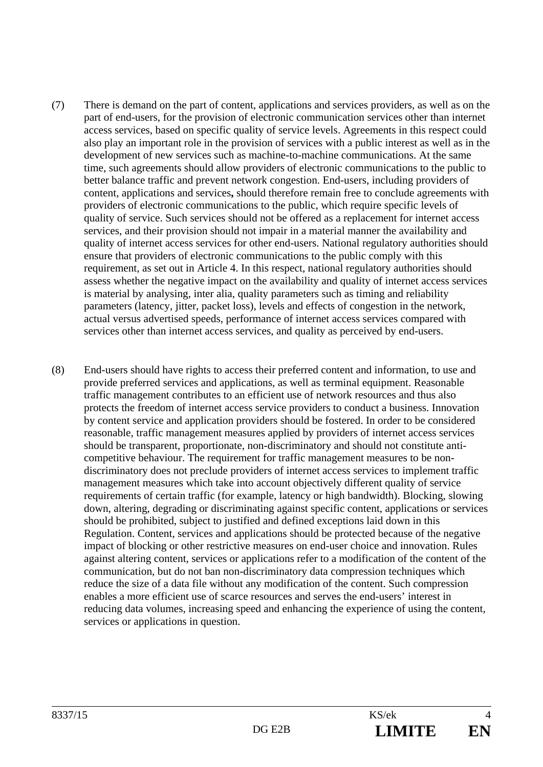(7) There is demand on the part of content, applications and services providers, as well as on the part of end-users, for the provision of electronic communication services other than internet access services, based on specific quality of service levels. Agreements in this respect could also play an important role in the provision of services with a public interest as well as in the development of new services such as machine-to-machine communications. At the same time, such agreements should allow providers of electronic communications to the public to better balance traffic and prevent network congestion. End-users, including providers of content, applications and services**,** should therefore remain free to conclude agreements with providers of electronic communications to the public, which require specific levels of quality of service. Such services should not be offered as a replacement for internet access services, and their provision should not impair in a material manner the availability and quality of internet access services for other end-users. National regulatory authorities should ensure that providers of electronic communications to the public comply with this requirement, as set out in Article 4. In this respect, national regulatory authorities should assess whether the negative impact on the availability and quality of internet access services is material by analysing, inter alia, quality parameters such as timing and reliability parameters (latency, jitter, packet loss), levels and effects of congestion in the network, actual versus advertised speeds, performance of internet access services compared with services other than internet access services, and quality as perceived by end-users.

(8) End-users should have rights to access their preferred content and information, to use and provide preferred services and applications, as well as terminal equipment. Reasonable traffic management contributes to an efficient use of network resources and thus also protects the freedom of internet access service providers to conduct a business. Innovation by content service and application providers should be fostered. In order to be considered reasonable, traffic management measures applied by providers of internet access services should be transparent, proportionate, non-discriminatory and should not constitute anti-competitive behaviour. The requirement for traffic management measures to be non-discriminatory does not preclude providers of internet access services to implement traffic management measures which take into account objectively different quality of service requirements of certain traffic (for example, latency or high bandwidth). Blocking, slowing down, altering, degrading or discriminating against specific content, applications or services should be prohibited, subject to justified and defined exceptions laid down in this Regulation. Content, services and applications should be protected because of the negative impact of blocking or other restrictive measures on end-user choice and innovation. Rules against altering content, services or applications refer to a modification of the content of the communication, but do not ban non-discriminatory data compression techniques which reduce the size of a data file without any modification of the content. Such compression enables a more efficient use of scarce resources and serves the end-users' interest in reducing data volumes, increasing speed and enhancing the experience of using the content, services or applications in question.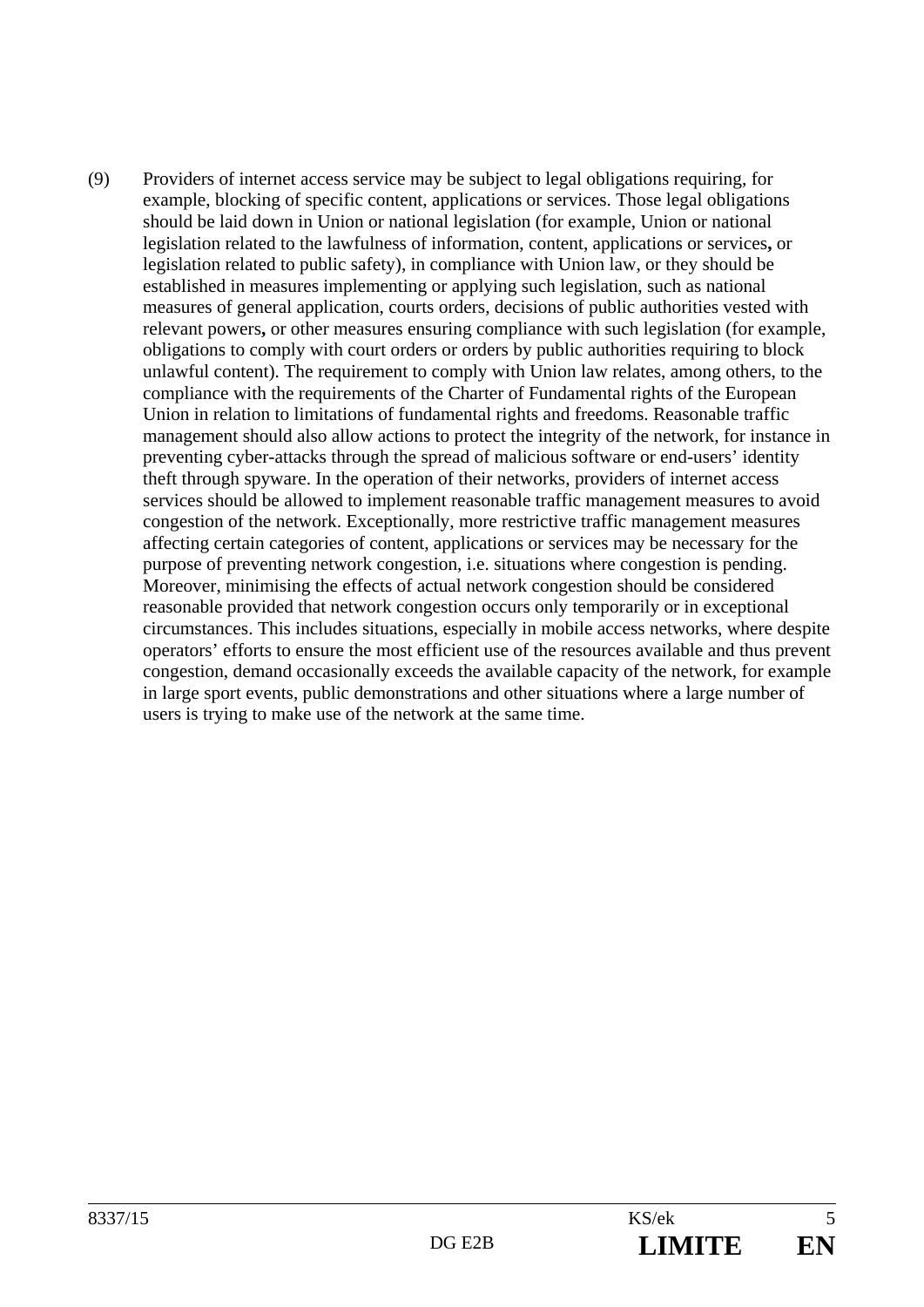(9) Providers of internet access service may be subject to legal obligations requiring, for example, blocking of specific content, applications or services. Those legal obligations should be laid down in Union or national legislation (for example, Union or national legislation related to the lawfulness of information, content, applications or services**,** or legislation related to public safety), in compliance with Union law, or they should be established in measures implementing or applying such legislation, such as national measures of general application, courts orders, decisions of public authorities vested with relevant powers**,** or other measures ensuring compliance with such legislation (for example, obligations to comply with court orders or orders by public authorities requiring to block unlawful content). The requirement to comply with Union law relates, among others, to the compliance with the requirements of the Charter of Fundamental rights of the European Union in relation to limitations of fundamental rights and freedoms. Reasonable traffic management should also allow actions to protect the integrity of the network, for instance in preventing cyber-attacks through the spread of malicious software or end-users' identity theft through spyware. In the operation of their networks, providers of internet access services should be allowed to implement reasonable traffic management measures to avoid congestion of the network. Exceptionally, more restrictive traffic management measures affecting certain categories of content, applications or services may be necessary for the purpose of preventing network congestion, i.e. situations where congestion is pending. Moreover, minimising the effects of actual network congestion should be considered reasonable provided that network congestion occurs only temporarily or in exceptional circumstances. This includes situations, especially in mobile access networks, where despite operators' efforts to ensure the most efficient use of the resources available and thus prevent congestion, demand occasionally exceeds the available capacity of the network, for example in large sport events, public demonstrations and other situations where a large number of users is trying to make use of the network at the same time.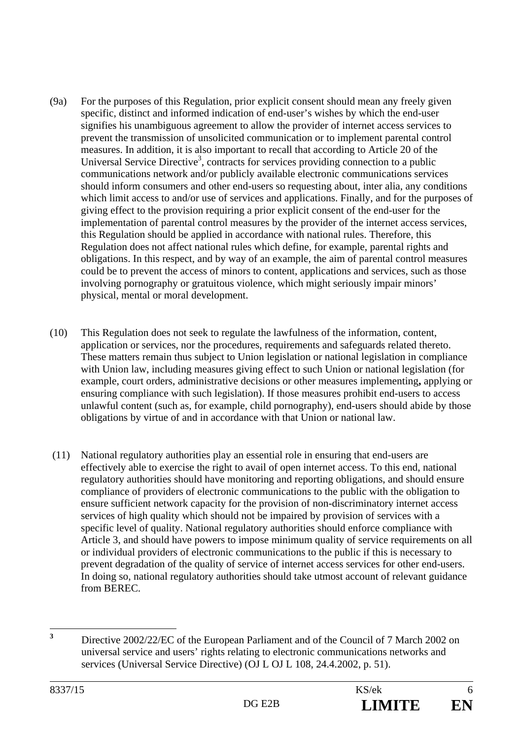(9a) For the purposes of this Regulation, prior explicit consent should mean any freely given specific, distinct and informed indication of end-user's wishes by which the end-user signifies his unambiguous agreement to allow the provider of internet access services to prevent the transmission of unsolicited communication or to implement parental control measures. In addition, it is also important to recall that according to Article 20 of the Universal Service Directive[3], contracts for services providing connection to a public communications network and/or publicly available electronic communications services should inform consumers and other end-users so requesting about, inter alia, any conditions which limit access to and/or use of services and applications. Finally, and for the purposes of giving effect to the provision requiring a prior explicit consent of the end-user for the implementation of parental control measures by the provider of the internet access services, this Regulation should be applied in accordance with national rules. Therefore, this Regulation does not affect national rules which define, for example, parental rights and obligations. In this respect, and by way of an example, the aim of parental control measures could be to prevent the access of minors to content, applications and services, such as those involving pornography or gratuitous violence, which might seriously impair minors' physical, mental or moral development.

(10) This Regulation does not seek to regulate the lawfulness of the information, content, application or services, nor the procedures, requirements and safeguards related thereto. These matters remain thus subject to Union legislation or national legislation in compliance with Union law, including measures giving effect to such Union or national legislation (for example, court orders, administrative decisions or other measures implementing**,** applying or ensuring compliance with such legislation). If those measures prohibit end-users to access unlawful content (such as, for example, child pornography), end-users should abide by those obligations by virtue of and in accordance with that Union or national law.

(11) National regulatory authorities play an essential role in ensuring that end-users are effectively able to exercise the right to avail of open internet access. To this end, national regulatory authorities should have monitoring and reporting obligations, and should ensure compliance of providers of electronic communications to the public with the obligation to ensure sufficient network capacity for the provision of non-discriminatory internet access services of high quality which should not be impaired by provision of services with a specific level of quality. National regulatory authorities should enforce compliance with Article 3, and should have powers to impose minimum quality of service requirements on all or individual providers of electronic communications to the public if this is necessary to prevent degradation of the quality of service of internet access services for other end-users. In doing so, national regulatory authorities should take utmost account of relevant guidance from BEREC.

---

[3] Directive 2002/22/EC of the European Parliament and of the Council of 7 March 2002 on universal service and users' rights relating to electronic communications networks and services (Universal Service Directive) (OJ L OJ L 108, 24.4.2002, p. 51).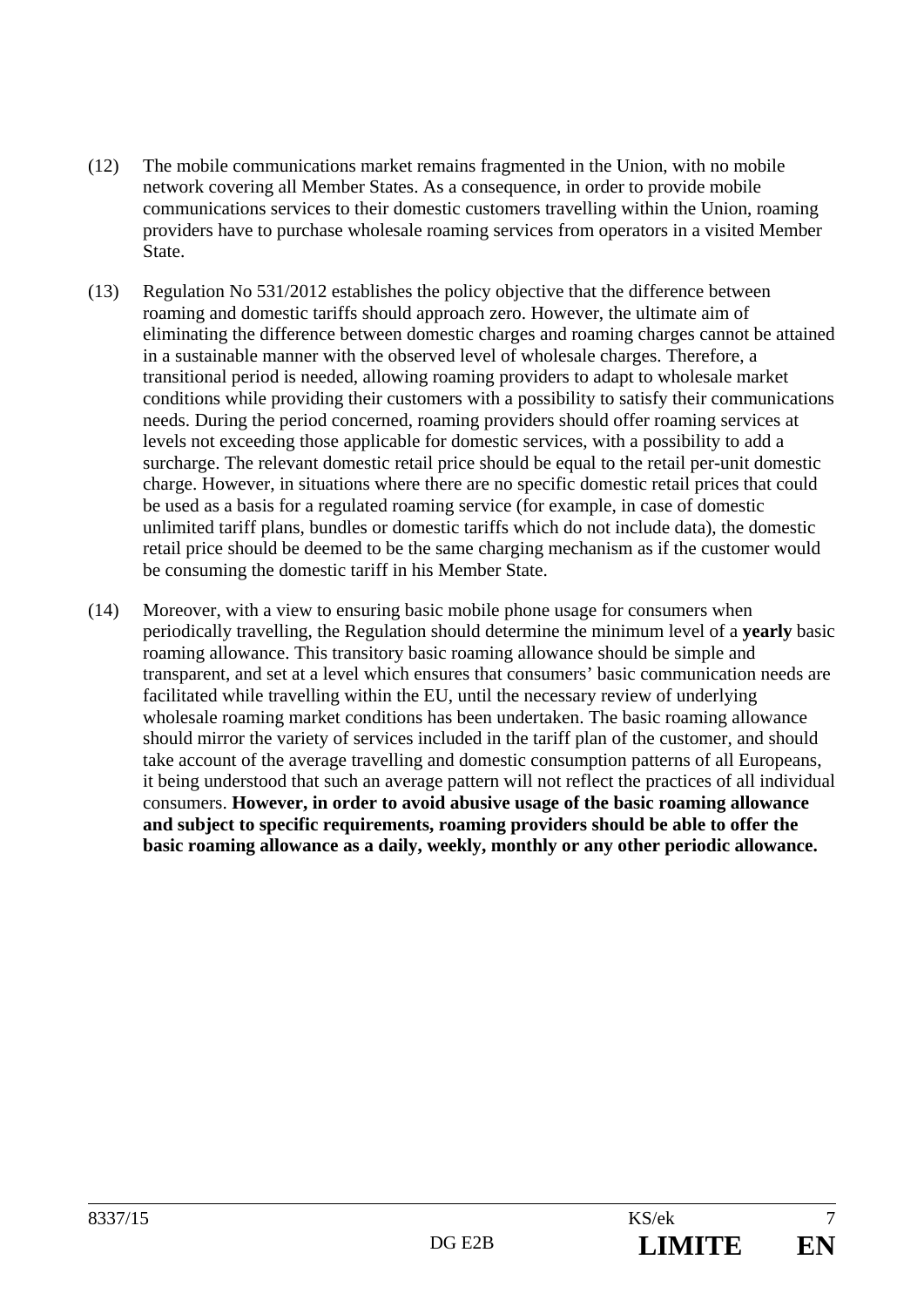(12) The mobile communications market remains fragmented in the Union, with no mobile network covering all Member States. As a consequence, in order to provide mobile communications services to their domestic customers travelling within the Union, roaming providers have to purchase wholesale roaming services from operators in a visited Member State.

(13) Regulation No 531/2012 establishes the policy objective that the difference between roaming and domestic tariffs should approach zero. However, the ultimate aim of eliminating the difference between domestic charges and roaming charges cannot be attained in a sustainable manner with the observed level of wholesale charges. Therefore, a transitional period is needed, allowing roaming providers to adapt to wholesale market conditions while providing their customers with a possibility to satisfy their communications needs. During the period concerned, roaming providers should offer roaming services at levels not exceeding those applicable for domestic services, with a possibility to add a surcharge. The relevant domestic retail price should be equal to the retail per-unit domestic charge. However, in situations where there are no specific domestic retail prices that could be used as a basis for a regulated roaming service (for example, in case of domestic unlimited tariff plans, bundles or domestic tariffs which do not include data), the domestic retail price should be deemed to be the same charging mechanism as if the customer would be consuming the domestic tariff in his Member State.

(14) Moreover, with a view to ensuring basic mobile phone usage for consumers when periodically travelling, the Regulation should determine the minimum level of a **yearly** basic roaming allowance. This transitory basic roaming allowance should be simple and transparent, and set at a level which ensures that consumers' basic communication needs are facilitated while travelling within the EU, until the necessary review of underlying wholesale roaming market conditions has been undertaken. The basic roaming allowance should mirror the variety of services included in the tariff plan of the customer, and should take account of the average travelling and domestic consumption patterns of all Europeans, it being understood that such an average pattern will not reflect the practices of all individual consumers. **However, in order to avoid abusive usage of the basic roaming allowance and subject to specific requirements, roaming providers should be able to offer the basic roaming allowance as a daily, weekly, monthly or any other periodic allowance.**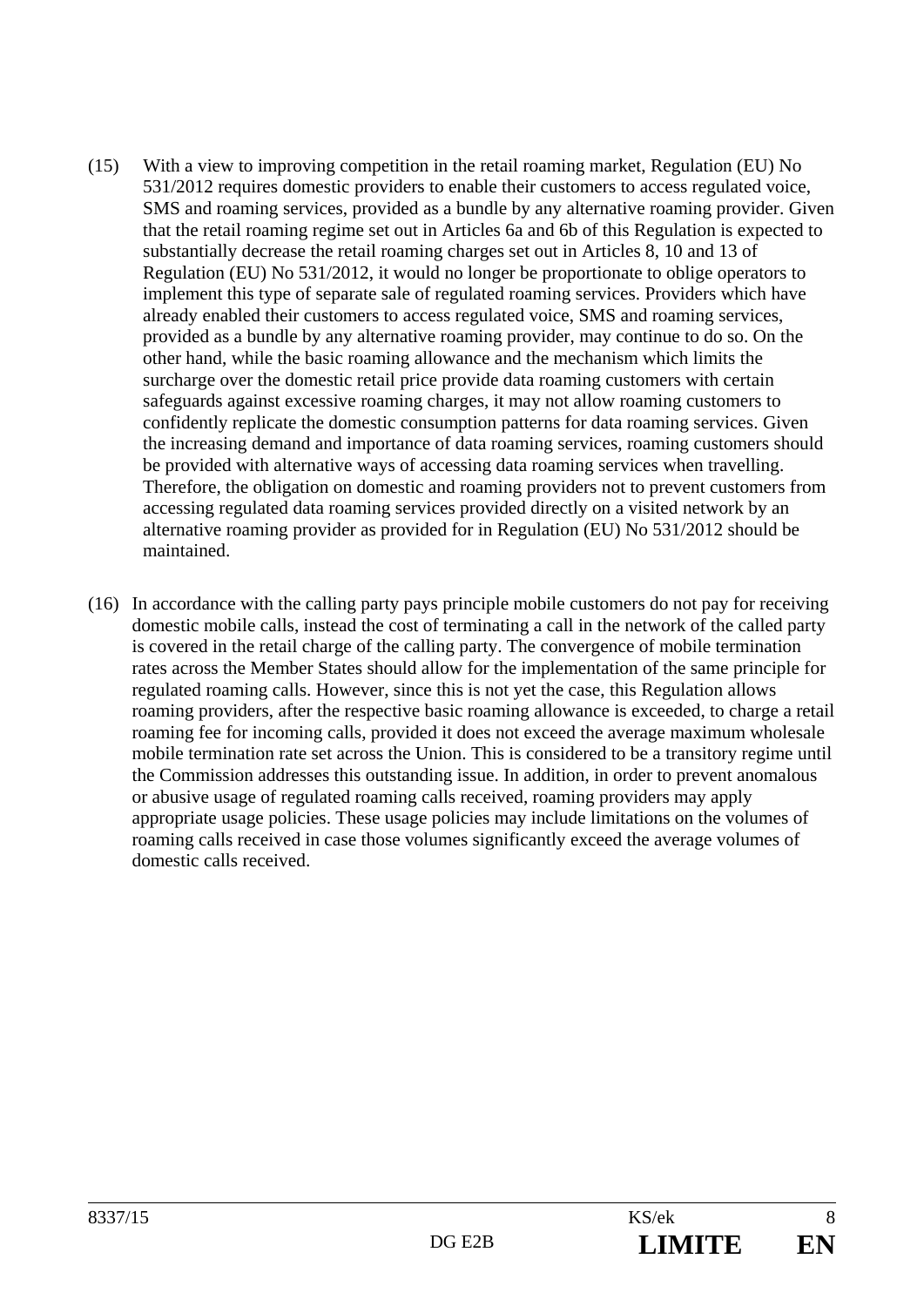(15) With a view to improving competition in the retail roaming market, Regulation (EU) No 531/2012 requires domestic providers to enable their customers to access regulated voice, SMS and roaming services, provided as a bundle by any alternative roaming provider. Given that the retail roaming regime set out in Articles 6a and 6b of this Regulation is expected to substantially decrease the retail roaming charges set out in Articles 8, 10 and 13 of Regulation (EU) No 531/2012, it would no longer be proportionate to oblige operators to implement this type of separate sale of regulated roaming services. Providers which have already enabled their customers to access regulated voice, SMS and roaming services, provided as a bundle by any alternative roaming provider, may continue to do so. On the other hand, while the basic roaming allowance and the mechanism which limits the surcharge over the domestic retail price provide data roaming customers with certain safeguards against excessive roaming charges, it may not allow roaming customers to confidently replicate the domestic consumption patterns for data roaming services. Given the increasing demand and importance of data roaming services, roaming customers should be provided with alternative ways of accessing data roaming services when travelling. Therefore, the obligation on domestic and roaming providers not to prevent customers from accessing regulated data roaming services provided directly on a visited network by an alternative roaming provider as provided for in Regulation (EU) No 531/2012 should be maintained.

(16) In accordance with the calling party pays principle mobile customers do not pay for receiving domestic mobile calls, instead the cost of terminating a call in the network of the called party is covered in the retail charge of the calling party. The convergence of mobile termination rates across the Member States should allow for the implementation of the same principle for regulated roaming calls. However, since this is not yet the case, this Regulation allows roaming providers, after the respective basic roaming allowance is exceeded, to charge a retail roaming fee for incoming calls, provided it does not exceed the average maximum wholesale mobile termination rate set across the Union. This is considered to be a transitory regime until the Commission addresses this outstanding issue. In addition, in order to prevent anomalous or abusive usage of regulated roaming calls received, roaming providers may apply appropriate usage policies. These usage policies may include limitations on the volumes of roaming calls received in case those volumes significantly exceed the average volumes of domestic calls received.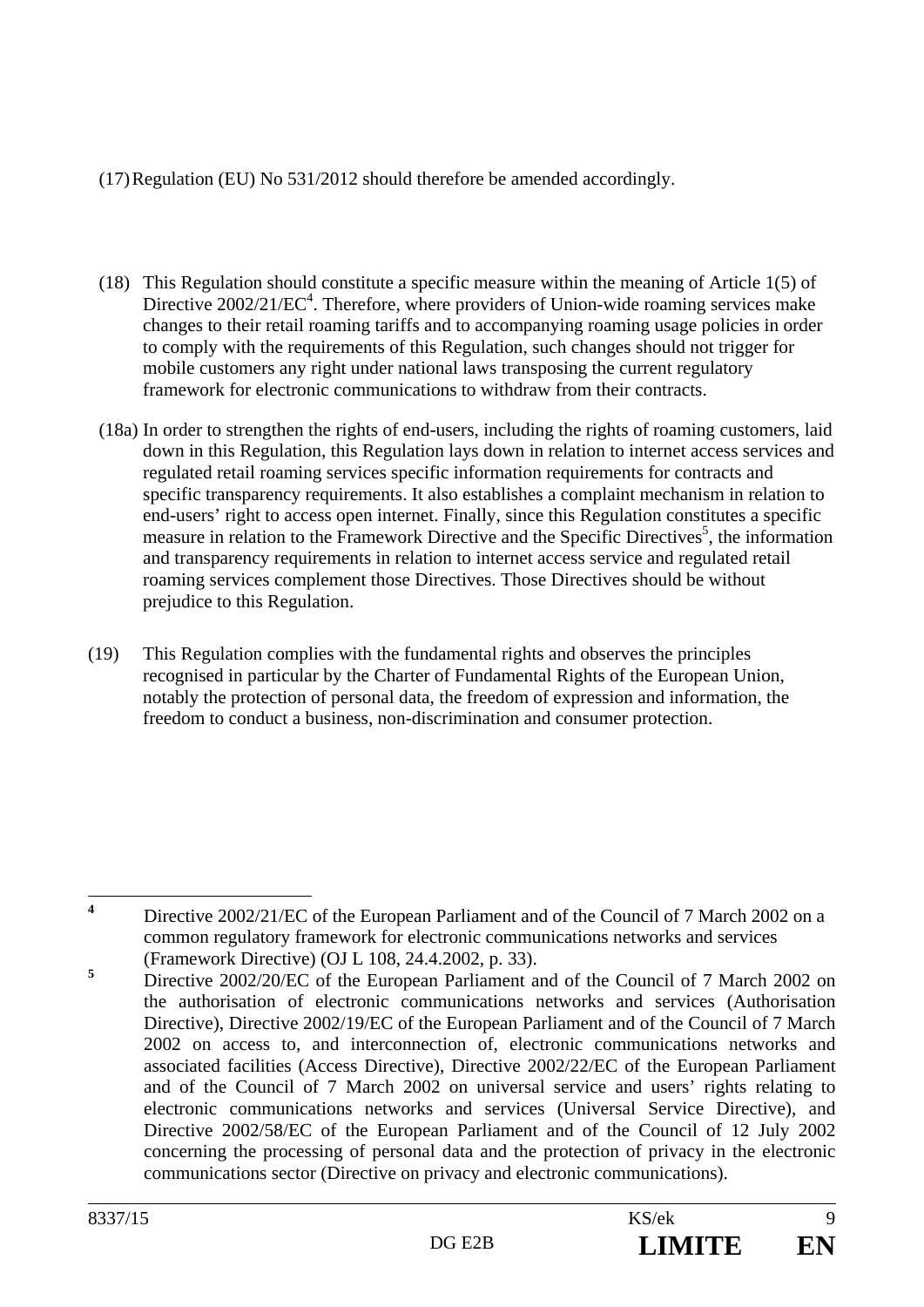(17) Regulation (EU) No 531/2012 should therefore be amended accordingly.

(18) This Regulation should constitute a specific measure within the meaning of Article 1(5) of Directive 2002/21/EC[4]. Therefore, where providers of Union-wide roaming services make changes to their retail roaming tariffs and to accompanying roaming usage policies in order to comply with the requirements of this Regulation, such changes should not trigger for mobile customers any right under national laws transposing the current regulatory framework for electronic communications to withdraw from their contracts.

(18a) In order to strengthen the rights of end-users, including the rights of roaming customers, laid down in this Regulation, this Regulation lays down in relation to internet access services and regulated retail roaming services specific information requirements for contracts and specific transparency requirements. It also establishes a complaint mechanism in relation to end-users' right to access open internet. Finally, since this Regulation constitutes a specific measure in relation to the Framework Directive and the Specific Directives[5], the information and transparency requirements in relation to internet access service and regulated retail roaming services complement those Directives. Those Directives should be without prejudice to this Regulation.

(19) This Regulation complies with the fundamental rights and observes the principles recognised in particular by the Charter of Fundamental Rights of the European Union, notably the protection of personal data, the freedom of expression and information, the freedom to conduct a business, non-discrimination and consumer protection.

---

[4] Directive 2002/21/EC of the European Parliament and of the Council of 7 March 2002 on a common regulatory framework for electronic communications networks and services (Framework Directive) (OJ L 108, 24.4.2002, p. 33).

[5] Directive 2002/20/EC of the European Parliament and of the Council of 7 March 2002 on the authorisation of electronic communications networks and services (Authorisation Directive), Directive 2002/19/EC of the European Parliament and of the Council of 7 March 2002 on access to, and interconnection of, electronic communications networks and associated facilities (Access Directive), Directive 2002/22/EC of the European Parliament and of the Council of 7 March 2002 on universal service and users' rights relating to electronic communications networks and services (Universal Service Directive), and Directive 2002/58/EC of the European Parliament and of the Council of 12 July 2002 concerning the processing of personal data and the protection of privacy in the electronic communications sector (Directive on privacy and electronic communications).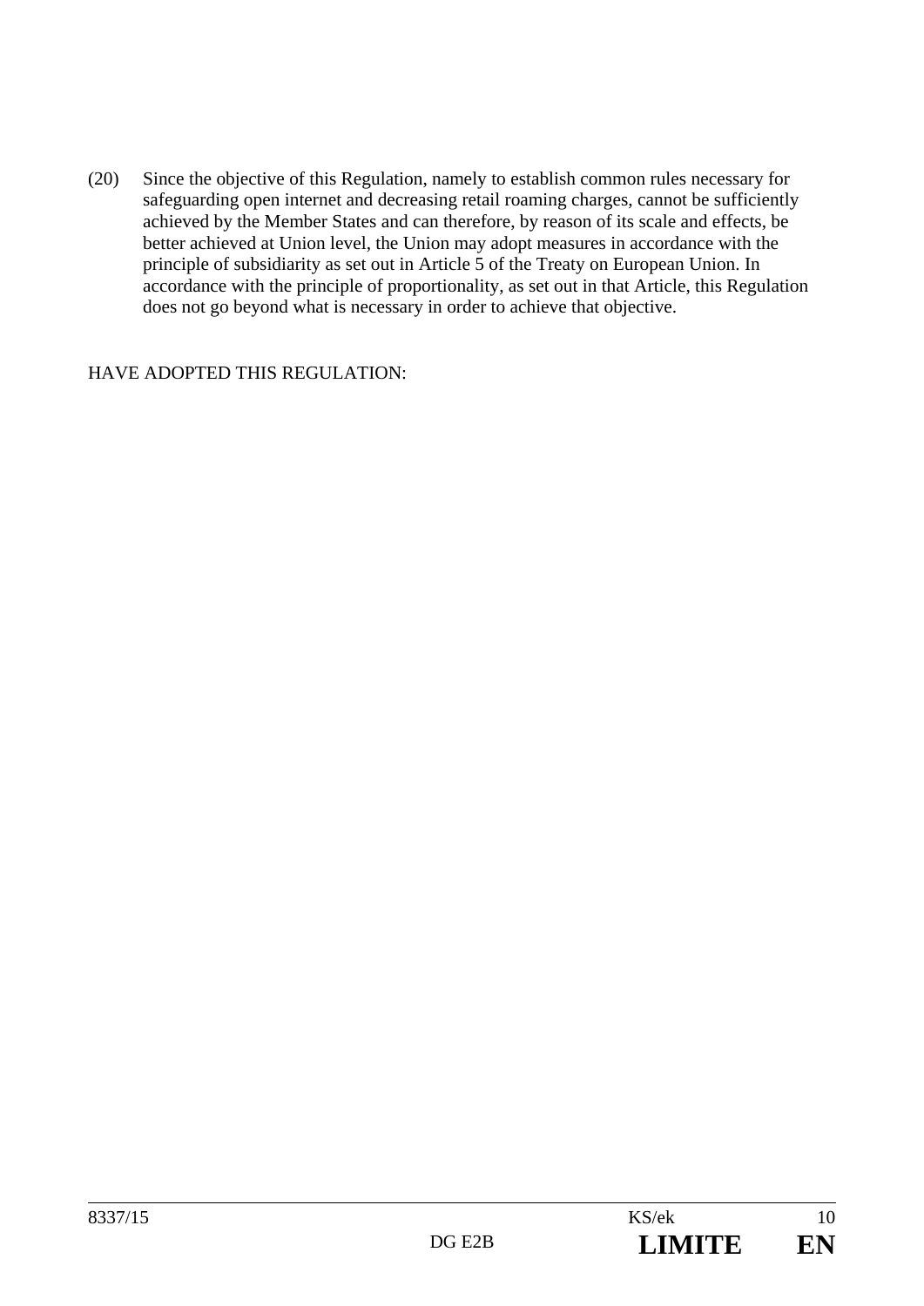(20) Since the objective of this Regulation, namely to establish common rules necessary for safeguarding open internet and decreasing retail roaming charges, cannot be sufficiently achieved by the Member States and can therefore, by reason of its scale and effects, be better achieved at Union level, the Union may adopt measures in accordance with the principle of subsidiarity as set out in Article 5 of the Treaty on European Union. In accordance with the principle of proportionality, as set out in that Article, this Regulation does not go beyond what is necessary in order to achieve that objective.

HAVE ADOPTED THIS REGULATION: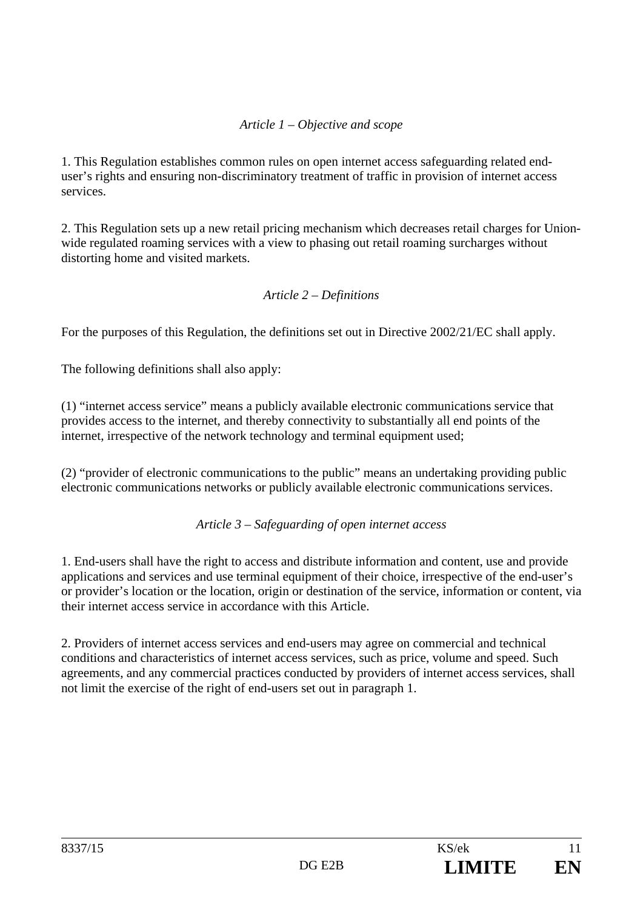*Article 1 – Objective and scope*

1. This Regulation establishes common rules on open internet access safeguarding related end-user's rights and ensuring non-discriminatory treatment of traffic in provision of internet access services.

2. This Regulation sets up a new retail pricing mechanism which decreases retail charges for Union-wide regulated roaming services with a view to phasing out retail roaming surcharges without distorting home and visited markets.

*Article 2 – Definitions*

For the purposes of this Regulation, the definitions set out in Directive 2002/21/EC shall apply.

The following definitions shall also apply:

(1) "internet access service" means a publicly available electronic communications service that provides access to the internet, and thereby connectivity to substantially all end points of the internet, irrespective of the network technology and terminal equipment used;

(2) "provider of electronic communications to the public" means an undertaking providing public electronic communications networks or publicly available electronic communications services.

*Article 3 – Safeguarding of open internet access*

1. End-users shall have the right to access and distribute information and content, use and provide applications and services and use terminal equipment of their choice, irrespective of the end-user's or provider's location or the location, origin or destination of the service, information or content, via their internet access service in accordance with this Article.

2. Providers of internet access services and end-users may agree on commercial and technical conditions and characteristics of internet access services, such as price, volume and speed. Such agreements, and any commercial practices conducted by providers of internet access services, shall not limit the exercise of the right of end-users set out in paragraph 1.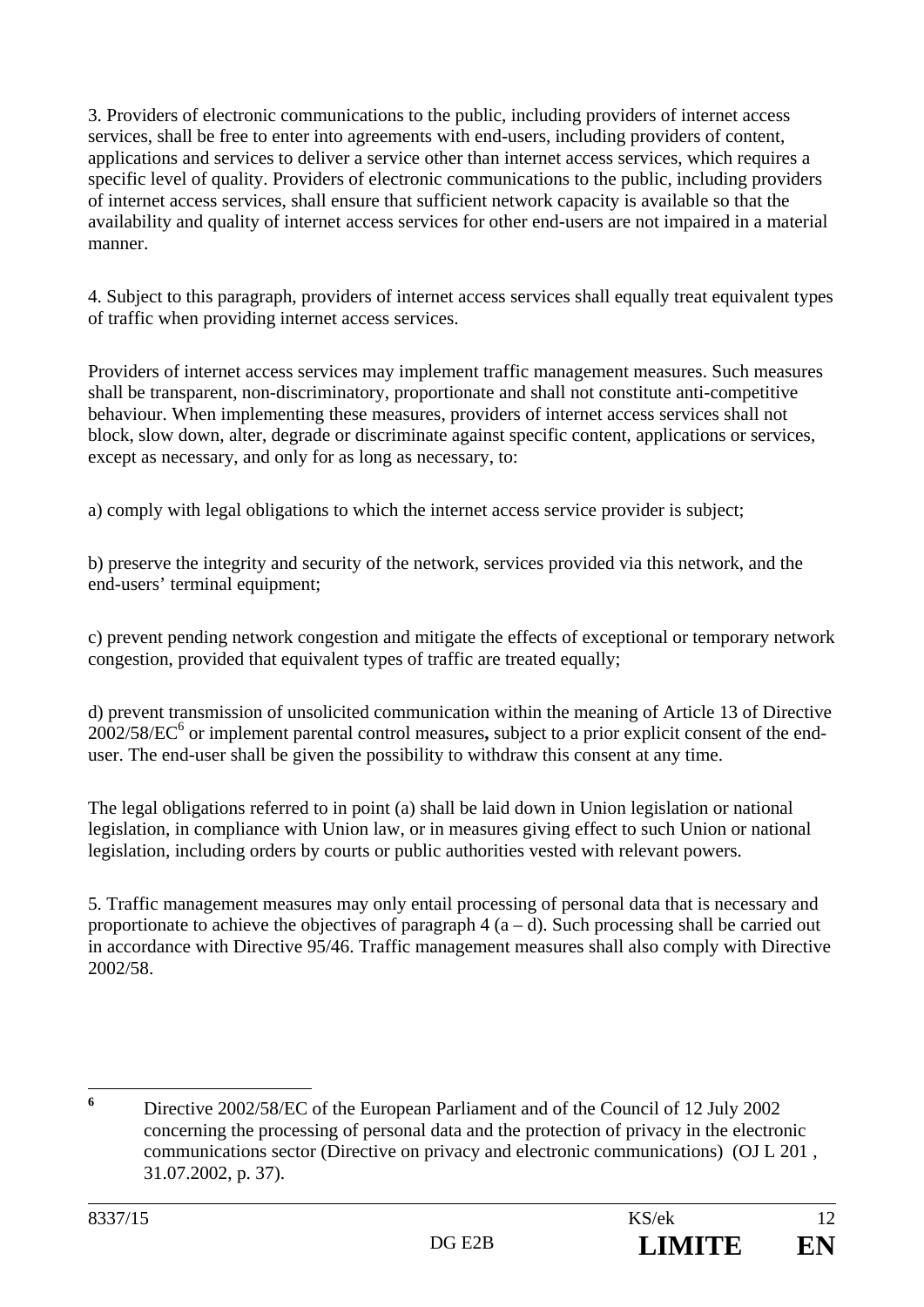3. Providers of electronic communications to the public, including providers of internet access services, shall be free to enter into agreements with end-users, including providers of content, applications and services to deliver a service other than internet access services, which requires a specific level of quality. Providers of electronic communications to the public, including providers of internet access services, shall ensure that sufficient network capacity is available so that the availability and quality of internet access services for other end-users are not impaired in a material manner.

4. Subject to this paragraph, providers of internet access services shall equally treat equivalent types of traffic when providing internet access services.

Providers of internet access services may implement traffic management measures. Such measures shall be transparent, non-discriminatory, proportionate and shall not constitute anti-competitive behaviour. When implementing these measures, providers of internet access services shall not block, slow down, alter, degrade or discriminate against specific content, applications or services, except as necessary, and only for as long as necessary, to:

a) comply with legal obligations to which the internet access service provider is subject;

b) preserve the integrity and security of the network, services provided via this network, and the end-users' terminal equipment;

c) prevent pending network congestion and mitigate the effects of exceptional or temporary network congestion, provided that equivalent types of traffic are treated equally;

d) prevent transmission of unsolicited communication within the meaning of Article 13 of Directive 2002/58/EC[6] or implement parental control measures**,** subject to a prior explicit consent of the end-user. The end-user shall be given the possibility to withdraw this consent at any time.

The legal obligations referred to in point (a) shall be laid down in Union legislation or national legislation, in compliance with Union law, or in measures giving effect to such Union or national legislation, including orders by courts or public authorities vested with relevant powers.

5. Traffic management measures may only entail processing of personal data that is necessary and proportionate to achieve the objectives of paragraph 4 (a – d). Such processing shall be carried out in accordance with Directive 95/46. Traffic management measures shall also comply with Directive 2002/58.

---

[6] Directive 2002/58/EC of the European Parliament and of the Council of 12 July 2002 concerning the processing of personal data and the protection of privacy in the electronic communications sector (Directive on privacy and electronic communications) (OJ L 201 , 31.07.2002, p. 37).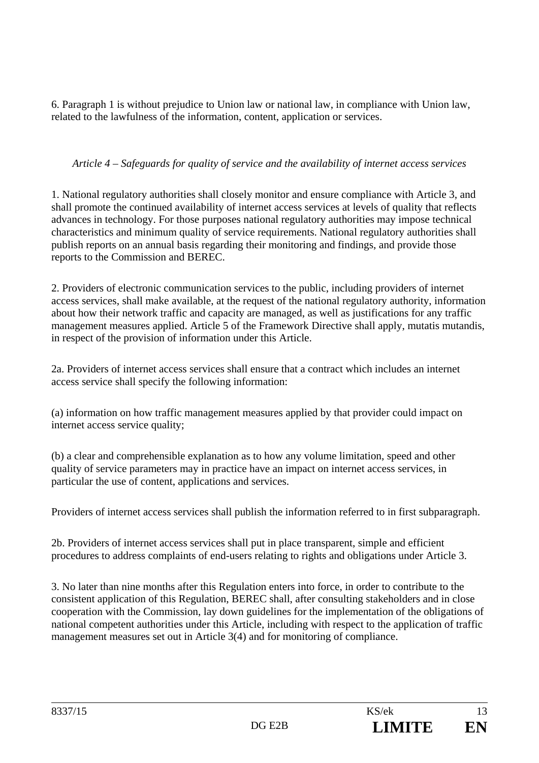6. Paragraph 1 is without prejudice to Union law or national law, in compliance with Union law, related to the lawfulness of the information, content, application or services.

*Article 4 – Safeguards for quality of service and the availability of internet access services*

1. National regulatory authorities shall closely monitor and ensure compliance with Article 3, and shall promote the continued availability of internet access services at levels of quality that reflects advances in technology. For those purposes national regulatory authorities may impose technical characteristics and minimum quality of service requirements. National regulatory authorities shall publish reports on an annual basis regarding their monitoring and findings, and provide those reports to the Commission and BEREC.

2. Providers of electronic communication services to the public, including providers of internet access services, shall make available, at the request of the national regulatory authority, information about how their network traffic and capacity are managed, as well as justifications for any traffic management measures applied. Article 5 of the Framework Directive shall apply, mutatis mutandis, in respect of the provision of information under this Article.

2a. Providers of internet access services shall ensure that a contract which includes an internet access service shall specify the following information:

(a) information on how traffic management measures applied by that provider could impact on internet access service quality;

(b) a clear and comprehensible explanation as to how any volume limitation, speed and other quality of service parameters may in practice have an impact on internet access services, in particular the use of content, applications and services.

Providers of internet access services shall publish the information referred to in first subparagraph.

2b. Providers of internet access services shall put in place transparent, simple and efficient procedures to address complaints of end-users relating to rights and obligations under Article 3.

3. No later than nine months after this Regulation enters into force, in order to contribute to the consistent application of this Regulation, BEREC shall, after consulting stakeholders and in close cooperation with the Commission, lay down guidelines for the implementation of the obligations of national competent authorities under this Article, including with respect to the application of traffic management measures set out in Article 3(4) and for monitoring of compliance.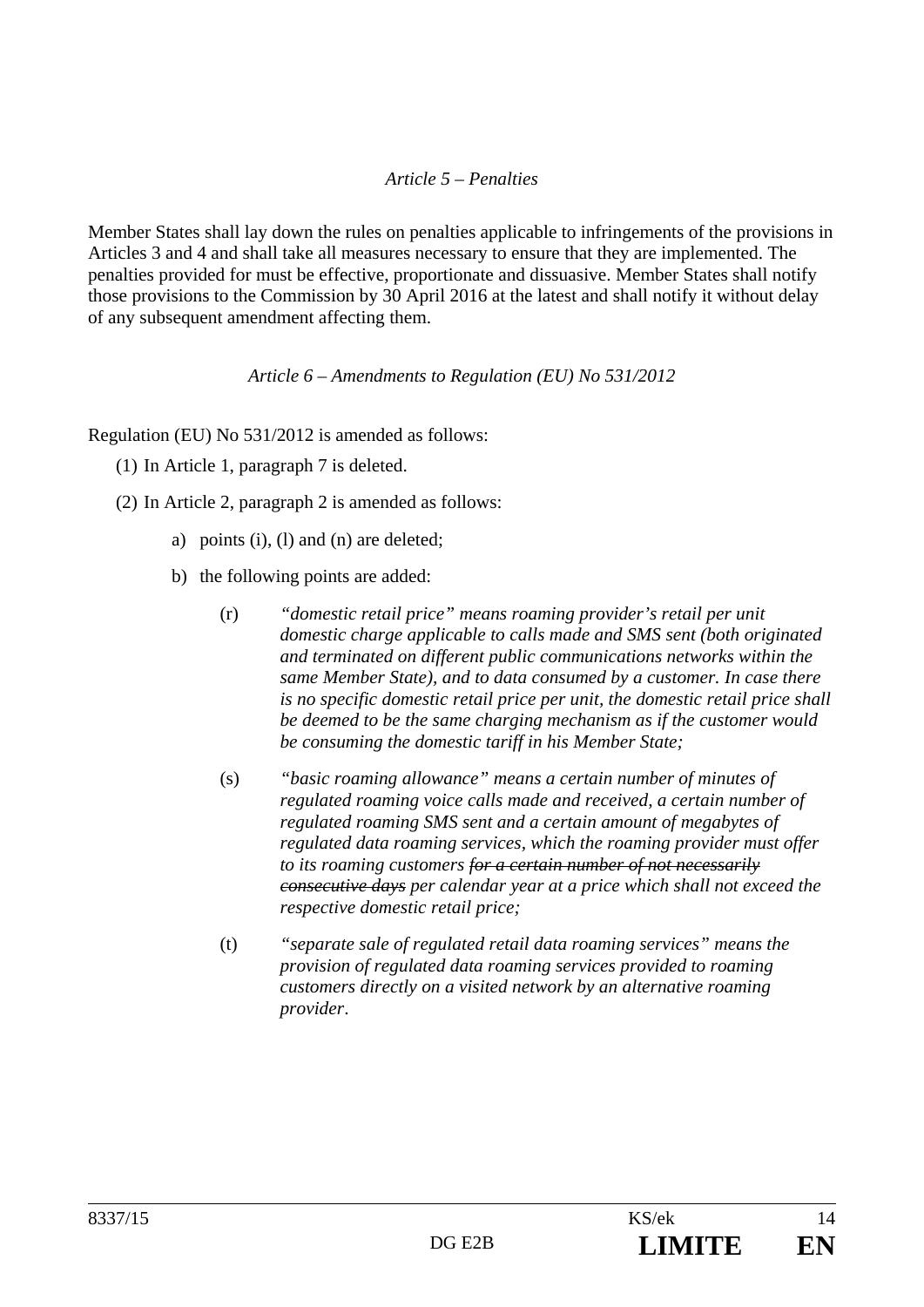*Article 5 – Penalties*

Member States shall lay down the rules on penalties applicable to infringements of the provisions in Articles 3 and 4 and shall take all measures necessary to ensure that they are implemented. The penalties provided for must be effective, proportionate and dissuasive. Member States shall notify those provisions to the Commission by 30 April 2016 at the latest and shall notify it without delay of any subsequent amendment affecting them.

*Article 6 – Amendments to Regulation (EU) No 531/2012*

Regulation (EU) No 531/2012 is amended as follows:

(1) In Article 1, paragraph 7 is deleted.

(2) In Article 2, paragraph 2 is amended as follows:

a) points (i), (l) and (n) are deleted;

b) the following points are added:

(r) *"domestic retail price" means roaming provider's retail per unit domestic charge applicable to calls made and SMS sent (both originated and terminated on different public communications networks within the same Member State), and to data consumed by a customer. In case there is no specific domestic retail price per unit, the domestic retail price shall be deemed to be the same charging mechanism as if the customer would be consuming the domestic tariff in his Member State;*

(s) *"basic roaming allowance" means a certain number of minutes of regulated roaming voice calls made and received, a certain number of regulated roaming SMS sent and a certain amount of megabytes of regulated data roaming services, which the roaming provider must offer to its roaming customers ~~for a certain number of not necessarily consecutive days~~ per calendar year at a price which shall not exceed the respective domestic retail price;*

(t) *"separate sale of regulated retail data roaming services" means the provision of regulated data roaming services provided to roaming customers directly on a visited network by an alternative roaming provider*.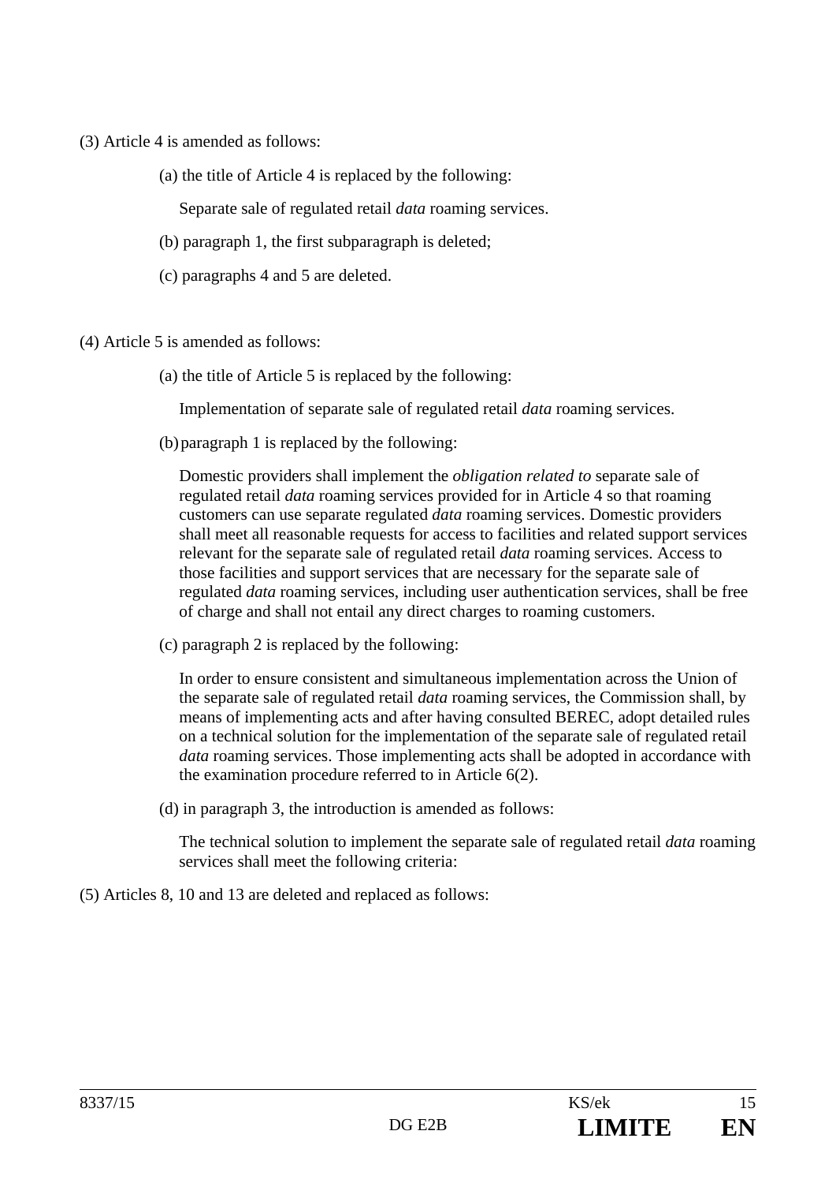(3) Article 4 is amended as follows:

(a) the title of Article 4 is replaced by the following:

Separate sale of regulated retail *data* roaming services.

(b) paragraph 1, the first subparagraph is deleted;

(c) paragraphs 4 and 5 are deleted.

(4) Article 5 is amended as follows:

(a) the title of Article 5 is replaced by the following:

Implementation of separate sale of regulated retail *data* roaming services.

(b) paragraph 1 is replaced by the following:

Domestic providers shall implement the *obligation related to* separate sale of regulated retail *data* roaming services provided for in Article 4 so that roaming customers can use separate regulated *data* roaming services. Domestic providers shall meet all reasonable requests for access to facilities and related support services relevant for the separate sale of regulated retail *data* roaming services. Access to those facilities and support services that are necessary for the separate sale of regulated *data* roaming services, including user authentication services, shall be free of charge and shall not entail any direct charges to roaming customers.

(c) paragraph 2 is replaced by the following:

In order to ensure consistent and simultaneous implementation across the Union of the separate sale of regulated retail *data* roaming services, the Commission shall, by means of implementing acts and after having consulted BEREC, adopt detailed rules on a technical solution for the implementation of the separate sale of regulated retail *data* roaming services. Those implementing acts shall be adopted in accordance with the examination procedure referred to in Article 6(2).

(d) in paragraph 3, the introduction is amended as follows:

The technical solution to implement the separate sale of regulated retail *data* roaming services shall meet the following criteria:

(5) Articles 8, 10 and 13 are deleted and replaced as follows: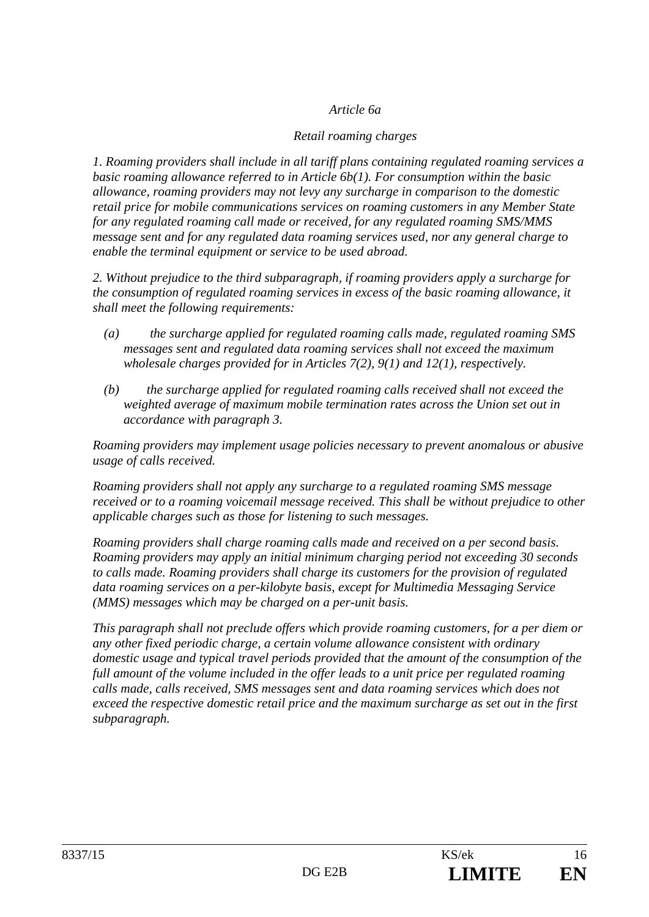*Article 6a*

*Retail roaming charges*

*1. Roaming providers shall include in all tariff plans containing regulated roaming services a basic roaming allowance referred to in Article 6b(1). For consumption within the basic allowance, roaming providers may not levy any surcharge in comparison to the domestic retail price for mobile communications services on roaming customers in any Member State for any regulated roaming call made or received, for any regulated roaming SMS/MMS message sent and for any regulated data roaming services used, nor any general charge to enable the terminal equipment or service to be used abroad.*

*2. Without prejudice to the third subparagraph, if roaming providers apply a surcharge for the consumption of regulated roaming services in excess of the basic roaming allowance, it shall meet the following requirements:*

*(a) the surcharge applied for regulated roaming calls made, regulated roaming SMS messages sent and regulated data roaming services shall not exceed the maximum wholesale charges provided for in Articles 7(2), 9(1) and 12(1), respectively.*

*(b) the surcharge applied for regulated roaming calls received shall not exceed the weighted average of maximum mobile termination rates across the Union set out in accordance with paragraph 3.*

*Roaming providers may implement usage policies necessary to prevent anomalous or abusive usage of calls received.*

*Roaming providers shall not apply any surcharge to a regulated roaming SMS message received or to a roaming voicemail message received. This shall be without prejudice to other applicable charges such as those for listening to such messages.*

*Roaming providers shall charge roaming calls made and received on a per second basis. Roaming providers may apply an initial minimum charging period not exceeding 30 seconds to calls made. Roaming providers shall charge its customers for the provision of regulated data roaming services on a per-kilobyte basis, except for Multimedia Messaging Service (MMS) messages which may be charged on a per-unit basis.*

*This paragraph shall not preclude offers which provide roaming customers, for a per diem or any other fixed periodic charge, a certain volume allowance consistent with ordinary domestic usage and typical travel periods provided that the amount of the consumption of the full amount of the volume included in the offer leads to a unit price per regulated roaming calls made, calls received, SMS messages sent and data roaming services which does not exceed the respective domestic retail price and the maximum surcharge as set out in the first subparagraph.*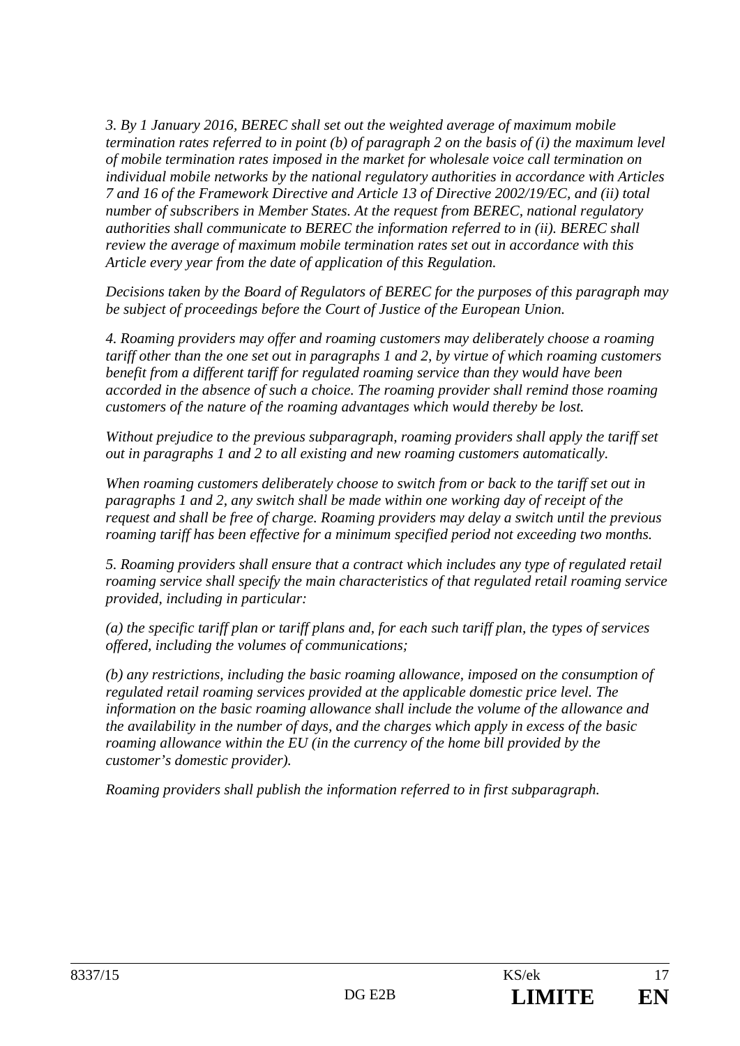*3. By 1 January 2016, BEREC shall set out the weighted average of maximum mobile termination rates referred to in point (b) of paragraph 2 on the basis of (i) the maximum level of mobile termination rates imposed in the market for wholesale voice call termination on individual mobile networks by the national regulatory authorities in accordance with Articles 7 and 16 of the Framework Directive and Article 13 of Directive 2002/19/EC, and (ii) total number of subscribers in Member States. At the request from BEREC, national regulatory authorities shall communicate to BEREC the information referred to in (ii). BEREC shall review the average of maximum mobile termination rates set out in accordance with this Article every year from the date of application of this Regulation.*

*Decisions taken by the Board of Regulators of BEREC for the purposes of this paragraph may be subject of proceedings before the Court of Justice of the European Union.*

*4. Roaming providers may offer and roaming customers may deliberately choose a roaming tariff other than the one set out in paragraphs 1 and 2, by virtue of which roaming customers benefit from a different tariff for regulated roaming service than they would have been accorded in the absence of such a choice. The roaming provider shall remind those roaming customers of the nature of the roaming advantages which would thereby be lost.*

*Without prejudice to the previous subparagraph, roaming providers shall apply the tariff set out in paragraphs 1 and 2 to all existing and new roaming customers automatically.*

*When roaming customers deliberately choose to switch from or back to the tariff set out in paragraphs 1 and 2, any switch shall be made within one working day of receipt of the request and shall be free of charge. Roaming providers may delay a switch until the previous roaming tariff has been effective for a minimum specified period not exceeding two months.*

*5. Roaming providers shall ensure that a contract which includes any type of regulated retail roaming service shall specify the main characteristics of that regulated retail roaming service provided, including in particular:*

*(a) the specific tariff plan or tariff plans and, for each such tariff plan, the types of services offered, including the volumes of communications;*

*(b) any restrictions, including the basic roaming allowance, imposed on the consumption of regulated retail roaming services provided at the applicable domestic price level. The information on the basic roaming allowance shall include the volume of the allowance and the availability in the number of days, and the charges which apply in excess of the basic roaming allowance within the EU (in the currency of the home bill provided by the customer's domestic provider).*

*Roaming providers shall publish the information referred to in first subparagraph.*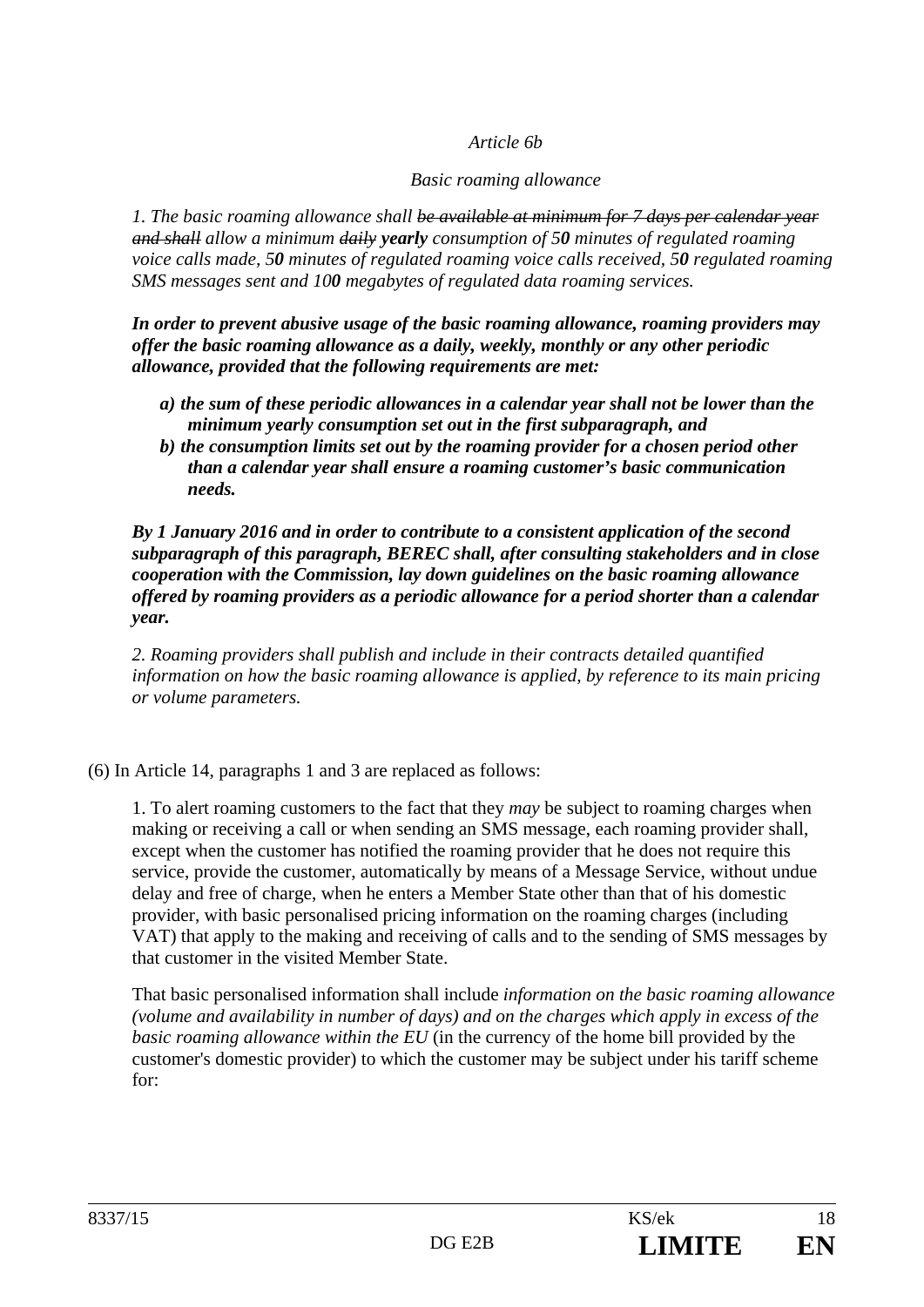*Article 6b*

*Basic roaming allowance*

*1. The basic roaming allowance shall ~~be available at minimum for 7 days per calendar year and shall~~ allow a minimum ~~daily~~* ***yearly*** *consumption of 5****0*** *minutes of regulated roaming voice calls made, 5****0*** *minutes of regulated roaming voice calls received, 5****0*** *regulated roaming SMS messages sent and 10****0*** *megabytes of regulated data roaming services.*

***In order to prevent abusive usage of the basic roaming allowance, roaming providers may offer the basic roaming allowance as a daily, weekly, monthly or any other periodic allowance, provided that the following requirements are met:***

- ***a) the sum of these periodic allowances in a calendar year shall not be lower than the minimum yearly consumption set out in the first subparagraph, and***
- ***b) the consumption limits set out by the roaming provider for a chosen period other than a calendar year shall ensure a roaming customer's basic communication needs.***

***By 1 January 2016 and in order to contribute to a consistent application of the second subparagraph of this paragraph, BEREC shall, after consulting stakeholders and in close cooperation with the Commission, lay down guidelines on the basic roaming allowance offered by roaming providers as a periodic allowance for a period shorter than a calendar year.***

*2. Roaming providers shall publish and include in their contracts detailed quantified information on how the basic roaming allowance is applied, by reference to its main pricing or volume parameters.*

(6) In Article 14, paragraphs 1 and 3 are replaced as follows:

1. To alert roaming customers to the fact that they *may* be subject to roaming charges when making or receiving a call or when sending an SMS message, each roaming provider shall, except when the customer has notified the roaming provider that he does not require this service, provide the customer, automatically by means of a Message Service, without undue delay and free of charge, when he enters a Member State other than that of his domestic provider, with basic personalised pricing information on the roaming charges (including VAT) that apply to the making and receiving of calls and to the sending of SMS messages by that customer in the visited Member State.

That basic personalised information shall include *information on the basic roaming allowance (volume and availability in number of days) and on the charges which apply in excess of the basic roaming allowance within the EU* (in the currency of the home bill provided by the customer's domestic provider) to which the customer may be subject under his tariff scheme for: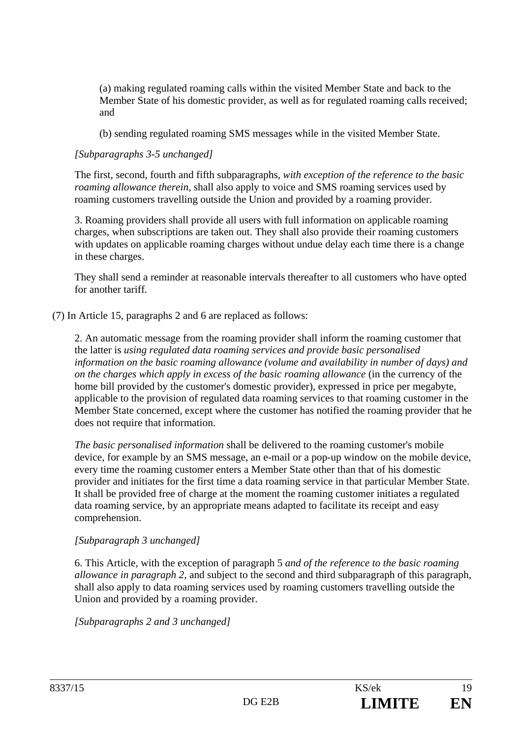(a) making regulated roaming calls within the visited Member State and back to the Member State of his domestic provider, as well as for regulated roaming calls received; and

(b) sending regulated roaming SMS messages while in the visited Member State.

*[Subparagraphs 3-5 unchanged]*

The first, second, fourth and fifth subparagraphs, *with exception of the reference to the basic roaming allowance therein,* shall also apply to voice and SMS roaming services used by roaming customers travelling outside the Union and provided by a roaming provider.

3. Roaming providers shall provide all users with full information on applicable roaming charges, when subscriptions are taken out. They shall also provide their roaming customers with updates on applicable roaming charges without undue delay each time there is a change in these charges.

They shall send a reminder at reasonable intervals thereafter to all customers who have opted for another tariff.

(7) In Article 15, paragraphs 2 and 6 are replaced as follows:

2. An automatic message from the roaming provider shall inform the roaming customer that the latter is *using regulated data roaming services and provide basic personalised information on the basic roaming allowance (volume and availability in number of days) and on the charges which apply in excess of the basic roaming allowance* (in the currency of the home bill provided by the customer's domestic provider), expressed in price per megabyte, applicable to the provision of regulated data roaming services to that roaming customer in the Member State concerned, except where the customer has notified the roaming provider that he does not require that information.

*The basic personalised information* shall be delivered to the roaming customer's mobile device, for example by an SMS message, an e-mail or a pop-up window on the mobile device, every time the roaming customer enters a Member State other than that of his domestic provider and initiates for the first time a data roaming service in that particular Member State. It shall be provided free of charge at the moment the roaming customer initiates a regulated data roaming service, by an appropriate means adapted to facilitate its receipt and easy comprehension.

*[Subparagraph 3 unchanged]*

6. This Article, with the exception of paragraph 5 *and of the reference to the basic roaming allowance in paragraph 2,* and subject to the second and third subparagraph of this paragraph, shall also apply to data roaming services used by roaming customers travelling outside the Union and provided by a roaming provider.

*[Subparagraphs 2 and 3 unchanged]*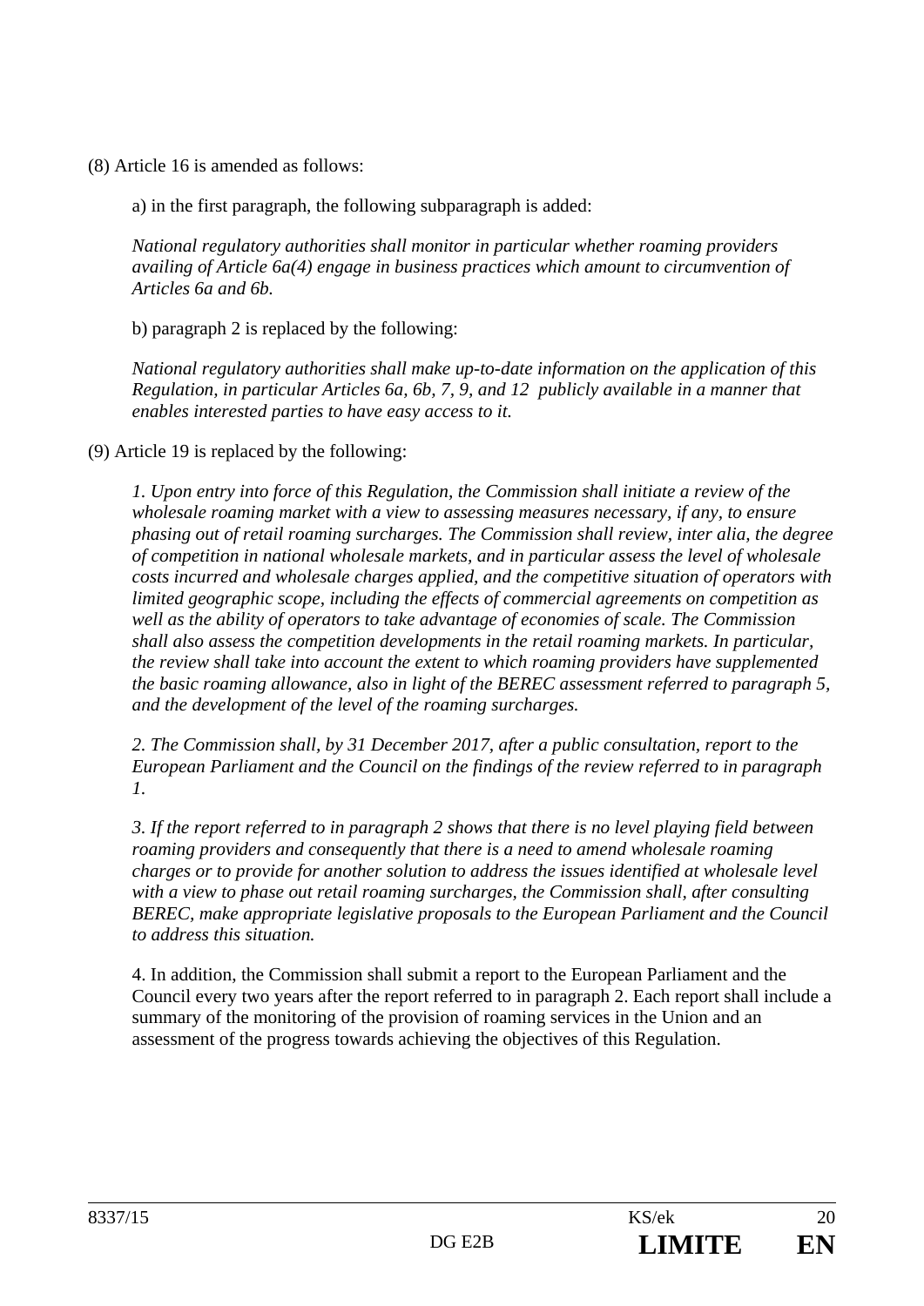(8) Article 16 is amended as follows:

a) in the first paragraph, the following subparagraph is added:

*National regulatory authorities shall monitor in particular whether roaming providers availing of Article 6a(4) engage in business practices which amount to circumvention of Articles 6a and 6b.*

b) paragraph 2 is replaced by the following:

*National regulatory authorities shall make up-to-date information on the application of this Regulation, in particular Articles 6a, 6b, 7, 9, and 12 publicly available in a manner that enables interested parties to have easy access to it.*

(9) Article 19 is replaced by the following:

*1. Upon entry into force of this Regulation, the Commission shall initiate a review of the wholesale roaming market with a view to assessing measures necessary, if any, to ensure phasing out of retail roaming surcharges. The Commission shall review, inter alia, the degree of competition in national wholesale markets, and in particular assess the level of wholesale costs incurred and wholesale charges applied, and the competitive situation of operators with limited geographic scope, including the effects of commercial agreements on competition as well as the ability of operators to take advantage of economies of scale. The Commission shall also assess the competition developments in the retail roaming markets. In particular, the review shall take into account the extent to which roaming providers have supplemented the basic roaming allowance, also in light of the BEREC assessment referred to paragraph 5, and the development of the level of the roaming surcharges.*

*2. The Commission shall, by 31 December 2017, after a public consultation, report to the European Parliament and the Council on the findings of the review referred to in paragraph 1.*

*3. If the report referred to in paragraph 2 shows that there is no level playing field between roaming providers and consequently that there is a need to amend wholesale roaming charges or to provide for another solution to address the issues identified at wholesale level with a view to phase out retail roaming surcharges, the Commission shall, after consulting BEREC, make appropriate legislative proposals to the European Parliament and the Council to address this situation.*

4. In addition, the Commission shall submit a report to the European Parliament and the Council every two years after the report referred to in paragraph 2. Each report shall include a summary of the monitoring of the provision of roaming services in the Union and an assessment of the progress towards achieving the objectives of this Regulation.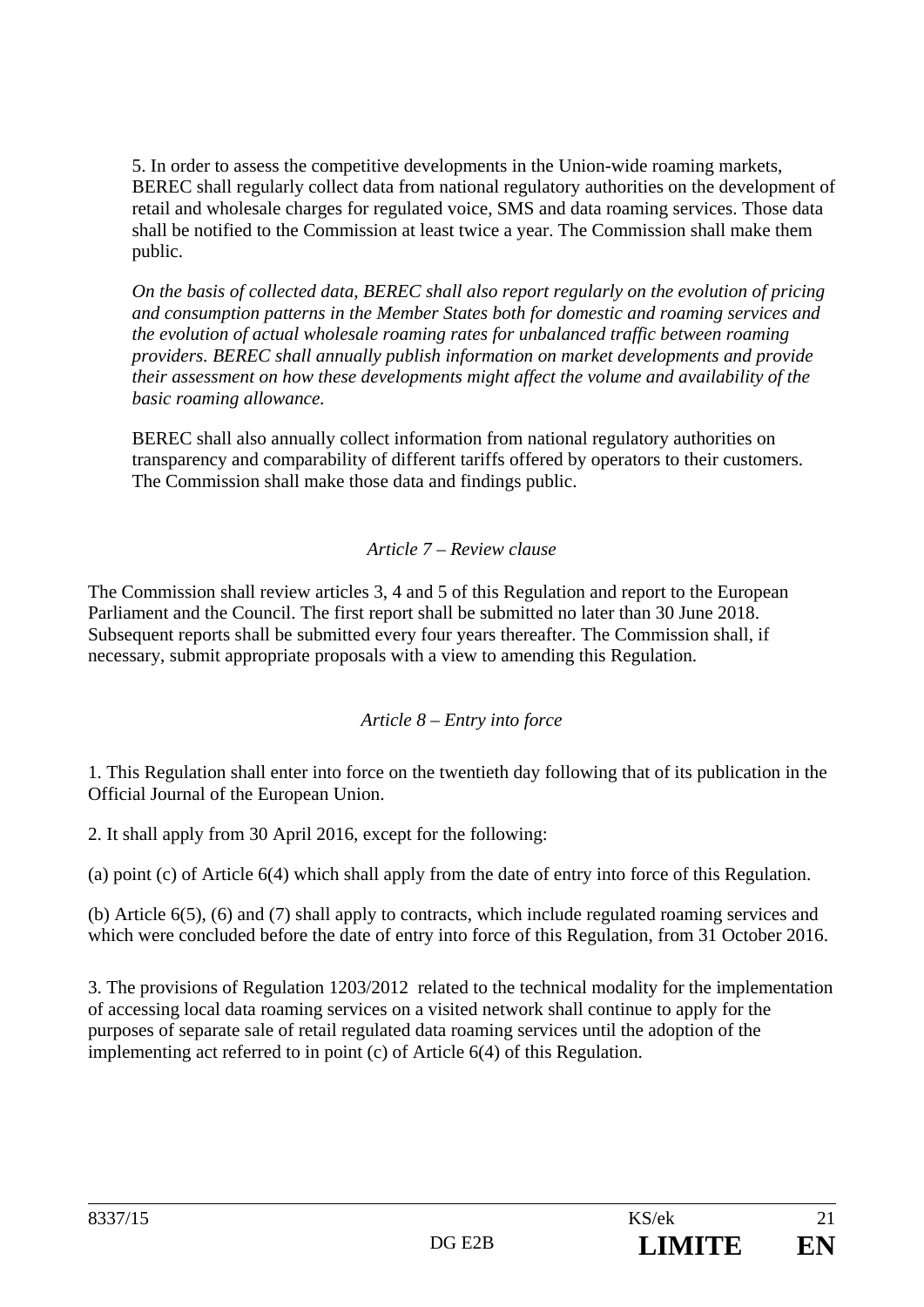5. In order to assess the competitive developments in the Union-wide roaming markets, BEREC shall regularly collect data from national regulatory authorities on the development of retail and wholesale charges for regulated voice, SMS and data roaming services. Those data shall be notified to the Commission at least twice a year. The Commission shall make them public.

*On the basis of collected data, BEREC shall also report regularly on the evolution of pricing and consumption patterns in the Member States both for domestic and roaming services and the evolution of actual wholesale roaming rates for unbalanced traffic between roaming providers. BEREC shall annually publish information on market developments and provide their assessment on how these developments might affect the volume and availability of the basic roaming allowance.*

BEREC shall also annually collect information from national regulatory authorities on transparency and comparability of different tariffs offered by operators to their customers. The Commission shall make those data and findings public.

*Article 7 – Review clause*

The Commission shall review articles 3, 4 and 5 of this Regulation and report to the European Parliament and the Council. The first report shall be submitted no later than 30 June 2018. Subsequent reports shall be submitted every four years thereafter. The Commission shall, if necessary, submit appropriate proposals with a view to amending this Regulation.

*Article 8 – Entry into force*

1. This Regulation shall enter into force on the twentieth day following that of its publication in the Official Journal of the European Union.

2. It shall apply from 30 April 2016, except for the following:

(a) point (c) of Article 6(4) which shall apply from the date of entry into force of this Regulation.

(b) Article 6(5), (6) and (7) shall apply to contracts, which include regulated roaming services and which were concluded before the date of entry into force of this Regulation, from 31 October 2016.

3. The provisions of Regulation 1203/2012 related to the technical modality for the implementation of accessing local data roaming services on a visited network shall continue to apply for the purposes of separate sale of retail regulated data roaming services until the adoption of the implementing act referred to in point (c) of Article 6(4) of this Regulation.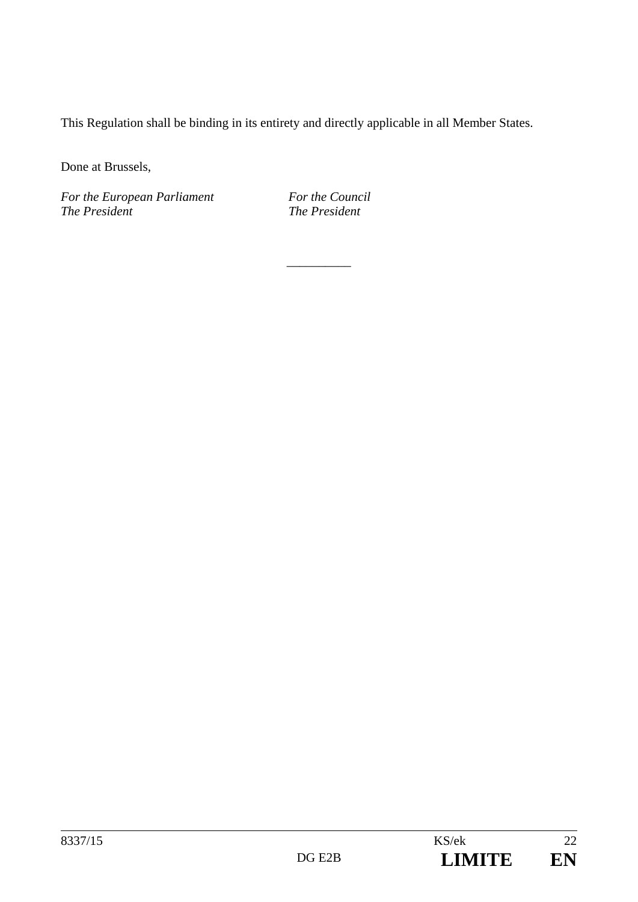This Regulation shall be binding in its entirety and directly applicable in all Member States.

Done at Brussels,

| | |
|---|---|
| *For the European Parliament* | *For the Council* |
| *The President* | *The President* |

\_\_\_\_\_\_\_\_\_\_